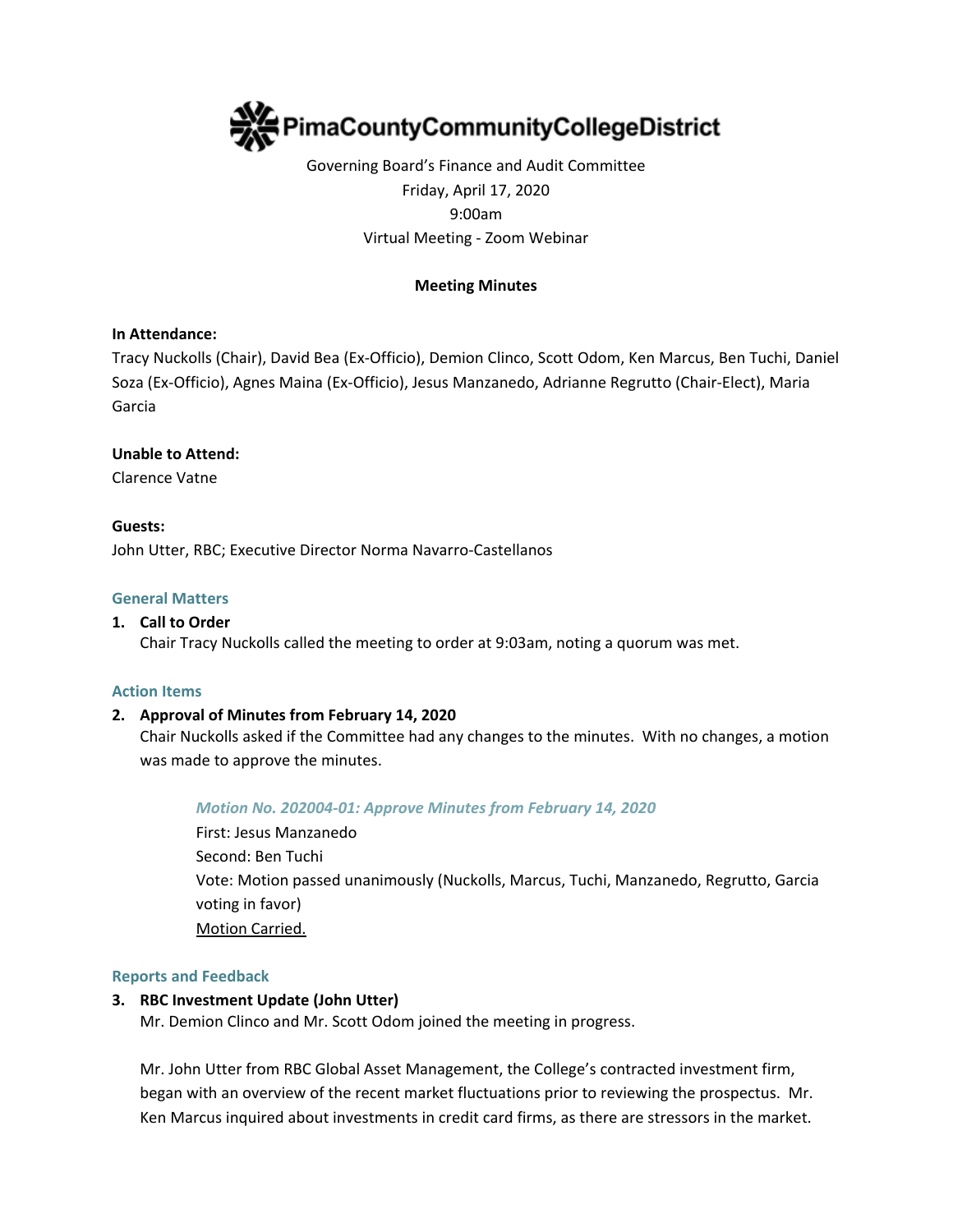PimaCountyCommunityCollegeDistrict

Governing Board's Finance and Audit Committee
Friday, April 17, 2020
9:00am
Virtual Meeting - Zoom Webinar

**Meeting Minutes**

**In Attendance:**
Tracy Nuckolls (Chair), David Bea (Ex-Officio), Demion Clinco, Scott Odom, Ken Marcus, Ben Tuchi, Daniel Soza (Ex-Officio), Agnes Maina (Ex-Officio), Jesus Manzanedo, Adrianne Regrutto (Chair-Elect), Maria Garcia

**Unable to Attend:**
Clarence Vatne

**Guests:**
John Utter, RBC; Executive Director Norma Navarro-Castellanos

## General Matters

1. **Call to Order**
   Chair Tracy Nuckolls called the meeting to order at 9:03am, noting a quorum was met.

## Action Items

2. **Approval of Minutes from February 14, 2020**
   Chair Nuckolls asked if the Committee had any changes to the minutes. With no changes, a motion was made to approve the minutes.

   *Motion No. 202004-01: Approve Minutes from February 14, 2020*
   First: Jesus Manzanedo
   Second: Ben Tuchi
   Vote: Motion passed unanimously (Nuckolls, Marcus, Tuchi, Manzanedo, Regrutto, Garcia voting in favor)
   Motion Carried.

## Reports and Feedback

3. **RBC Investment Update (John Utter)**
   Mr. Demion Clinco and Mr. Scott Odom joined the meeting in progress.

   Mr. John Utter from RBC Global Asset Management, the College's contracted investment firm, began with an overview of the recent market fluctuations prior to reviewing the prospectus. Mr. Ken Marcus inquired about investments in credit card firms, as there are stressors in the market.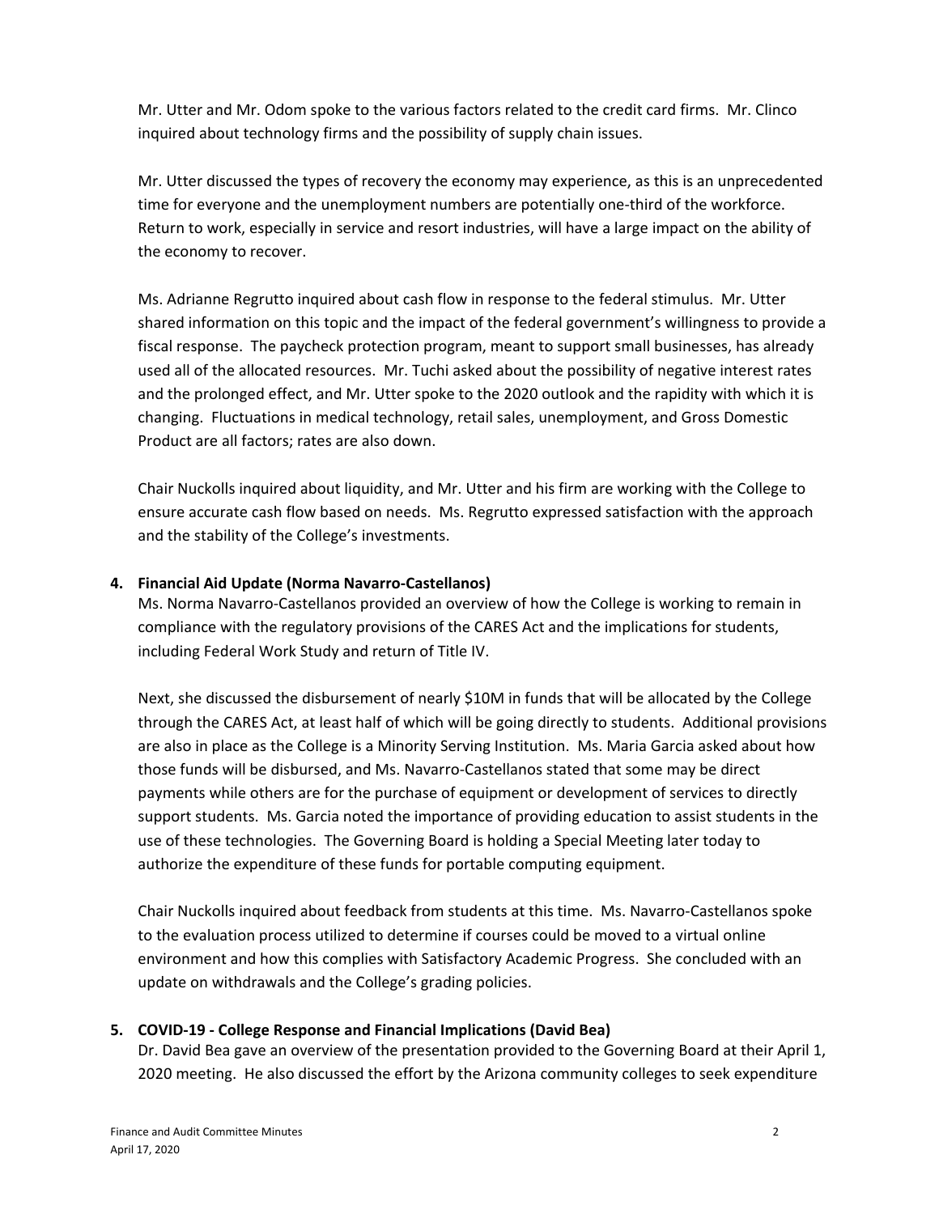Mr. Utter and Mr. Odom spoke to the various factors related to the credit card firms. Mr. Clinco inquired about technology firms and the possibility of supply chain issues.

Mr. Utter discussed the types of recovery the economy may experience, as this is an unprecedented time for everyone and the unemployment numbers are potentially one-third of the workforce. Return to work, especially in service and resort industries, will have a large impact on the ability of the economy to recover.

Ms. Adrianne Regrutto inquired about cash flow in response to the federal stimulus. Mr. Utter shared information on this topic and the impact of the federal government's willingness to provide a fiscal response. The paycheck protection program, meant to support small businesses, has already used all of the allocated resources. Mr. Tuchi asked about the possibility of negative interest rates and the prolonged effect, and Mr. Utter spoke to the 2020 outlook and the rapidity with which it is changing. Fluctuations in medical technology, retail sales, unemployment, and Gross Domestic Product are all factors; rates are also down.

Chair Nuckolls inquired about liquidity, and Mr. Utter and his firm are working with the College to ensure accurate cash flow based on needs. Ms. Regrutto expressed satisfaction with the approach and the stability of the College's investments.

4. **Financial Aid Update (Norma Navarro-Castellanos)**

   Ms. Norma Navarro-Castellanos provided an overview of how the College is working to remain in compliance with the regulatory provisions of the CARES Act and the implications for students, including Federal Work Study and return of Title IV.

   Next, she discussed the disbursement of nearly $10M in funds that will be allocated by the College through the CARES Act, at least half of which will be going directly to students. Additional provisions are also in place as the College is a Minority Serving Institution. Ms. Maria Garcia asked about how those funds will be disbursed, and Ms. Navarro-Castellanos stated that some may be direct payments while others are for the purchase of equipment or development of services to directly support students. Ms. Garcia noted the importance of providing education to assist students in the use of these technologies. The Governing Board is holding a Special Meeting later today to authorize the expenditure of these funds for portable computing equipment.

   Chair Nuckolls inquired about feedback from students at this time. Ms. Navarro-Castellanos spoke to the evaluation process utilized to determine if courses could be moved to a virtual online environment and how this complies with Satisfactory Academic Progress. She concluded with an update on withdrawals and the College's grading policies.

5. **COVID-19 - College Response and Financial Implications (David Bea)**

   Dr. David Bea gave an overview of the presentation provided to the Governing Board at their April 1, 2020 meeting. He also discussed the effort by the Arizona community colleges to seek expenditure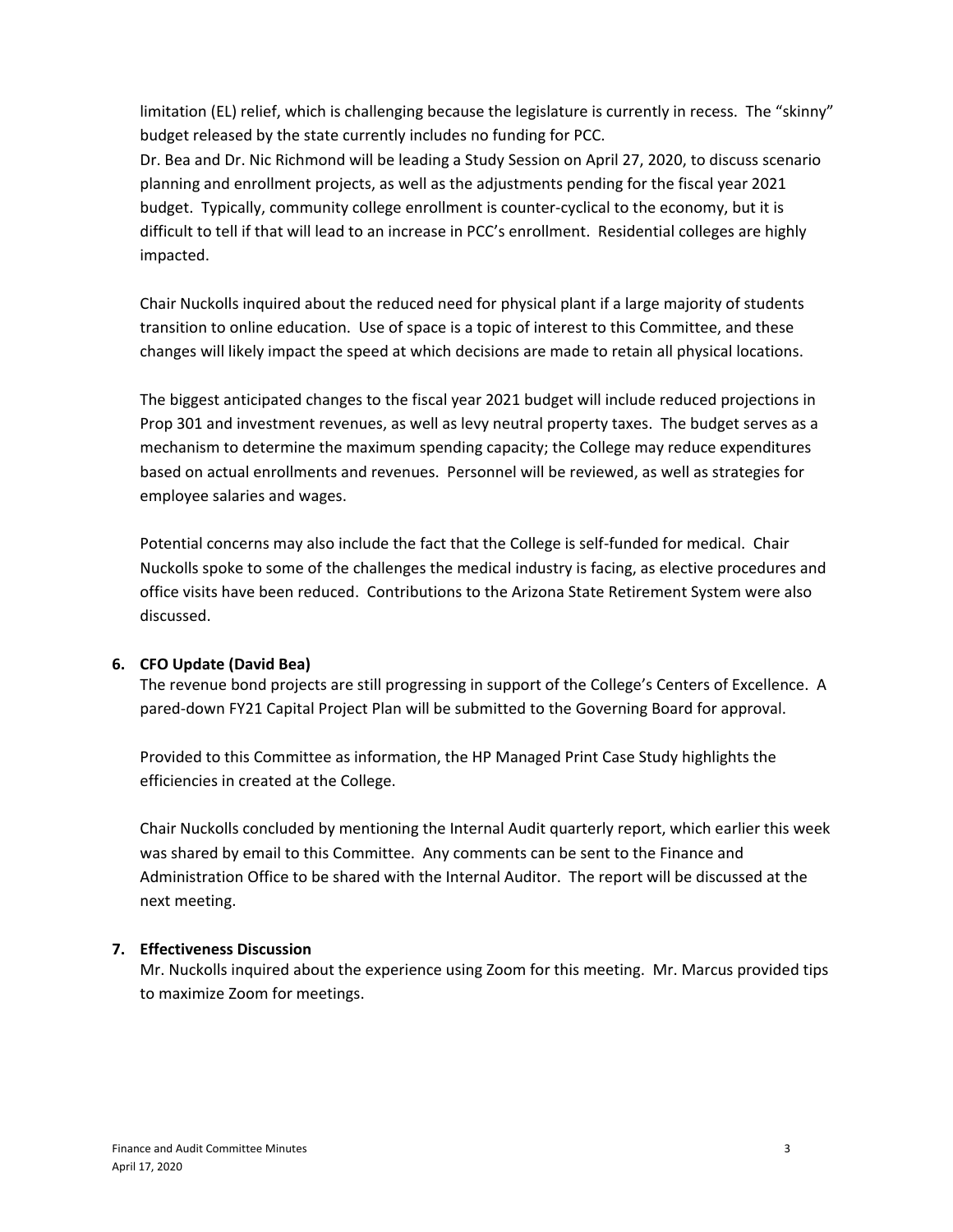limitation (EL) relief, which is challenging because the legislature is currently in recess. The "skinny" budget released by the state currently includes no funding for PCC.
Dr. Bea and Dr. Nic Richmond will be leading a Study Session on April 27, 2020, to discuss scenario planning and enrollment projects, as well as the adjustments pending for the fiscal year 2021 budget. Typically, community college enrollment is counter-cyclical to the economy, but it is difficult to tell if that will lead to an increase in PCC's enrollment. Residential colleges are highly impacted.

Chair Nuckolls inquired about the reduced need for physical plant if a large majority of students transition to online education. Use of space is a topic of interest to this Committee, and these changes will likely impact the speed at which decisions are made to retain all physical locations.

The biggest anticipated changes to the fiscal year 2021 budget will include reduced projections in Prop 301 and investment revenues, as well as levy neutral property taxes. The budget serves as a mechanism to determine the maximum spending capacity; the College may reduce expenditures based on actual enrollments and revenues. Personnel will be reviewed, as well as strategies for employee salaries and wages.

Potential concerns may also include the fact that the College is self-funded for medical. Chair Nuckolls spoke to some of the challenges the medical industry is facing, as elective procedures and office visits have been reduced. Contributions to the Arizona State Retirement System were also discussed.

**6. CFO Update (David Bea)**

The revenue bond projects are still progressing in support of the College's Centers of Excellence. A pared-down FY21 Capital Project Plan will be submitted to the Governing Board for approval.

Provided to this Committee as information, the HP Managed Print Case Study highlights the efficiencies in created at the College.

Chair Nuckolls concluded by mentioning the Internal Audit quarterly report, which earlier this week was shared by email to this Committee. Any comments can be sent to the Finance and Administration Office to be shared with the Internal Auditor. The report will be discussed at the next meeting.

**7. Effectiveness Discussion**

Mr. Nuckolls inquired about the experience using Zoom for this meeting. Mr. Marcus provided tips to maximize Zoom for meetings.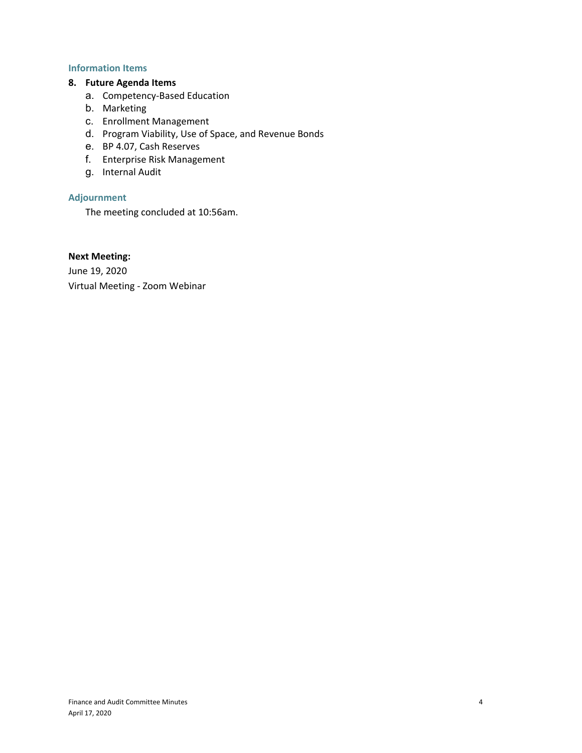## Information Items

### 8. Future Agenda Items

a. Competency-Based Education
b. Marketing
c. Enrollment Management
d. Program Viability, Use of Space, and Revenue Bonds
e. BP 4.07, Cash Reserves
f. Enterprise Risk Management
g. Internal Audit

## Adjournment

The meeting concluded at 10:56am.

**Next Meeting:**

June 19, 2020
Virtual Meeting - Zoom Webinar